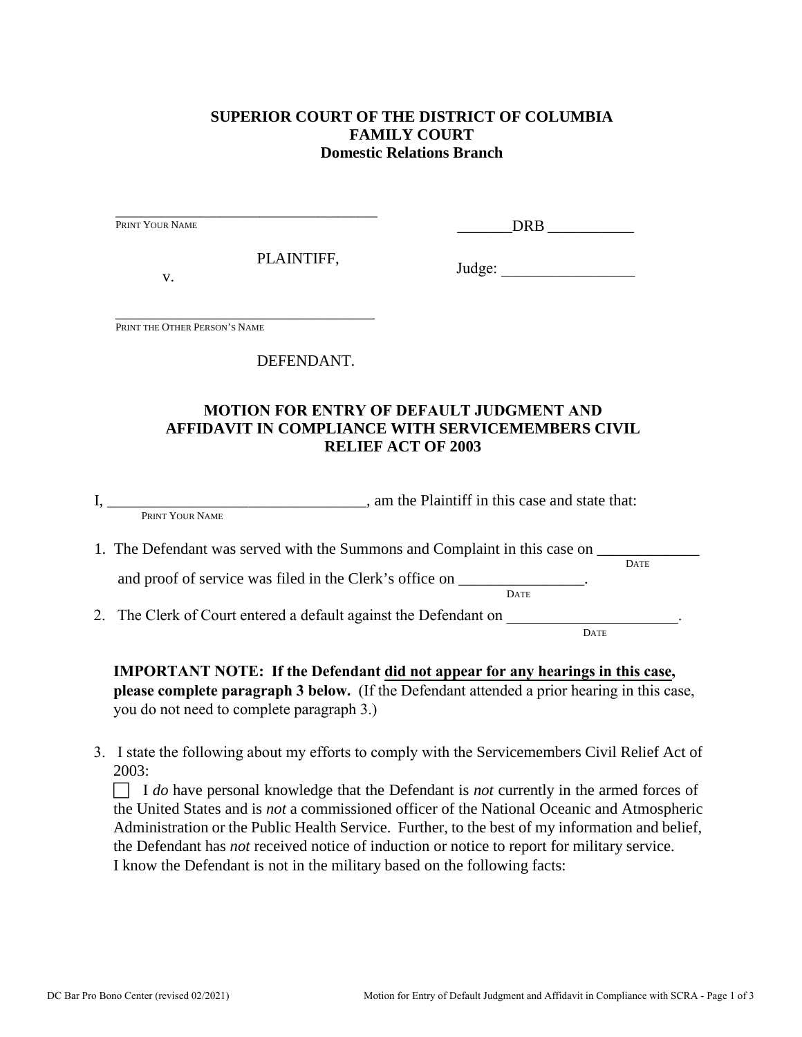**SUPERIOR COURT OF THE DISTRICT OF COLUMBIA**
**FAMILY COURT**
**Domestic Relations Branch**

_____________________________________
PRINT YOUR NAME

PLAINTIFF,

v.

_______DRB __________

Judge: ________________

_____________________________________
PRINT THE OTHER PERSON'S NAME

DEFENDANT.

**MOTION FOR ENTRY OF DEFAULT JUDGMENT AND AFFIDAVIT IN COMPLIANCE WITH SERVICEMEMBERS CIVIL RELIEF ACT OF 2003**

I, ________________________________, am the Plaintiff in this case and state that:
PRINT YOUR NAME

1. The Defendant was served with the Summons and Complaint in this case on _____________ (DATE) and proof of service was filed in the Clerk's office on ________________ (DATE).

2. The Clerk of Court entered a default against the Defendant on ______________________ (DATE).

**IMPORTANT NOTE: If the Defendant <u>did not appear for any hearings in this case,</u> please complete paragraph 3 below.** (If the Defendant attended a prior hearing in this case, you do not need to complete paragraph 3.)

3. I state the following about my efforts to comply with the Servicemembers Civil Relief Act of 2003:

   ☐ I *do* have personal knowledge that the Defendant is *not* currently in the armed forces of the United States and is *not* a commissioned officer of the National Oceanic and Atmospheric Administration or the Public Health Service. Further, to the best of my information and belief, the Defendant has *not* received notice of induction or notice to report for military service. I know the Defendant is not in the military based on the following facts: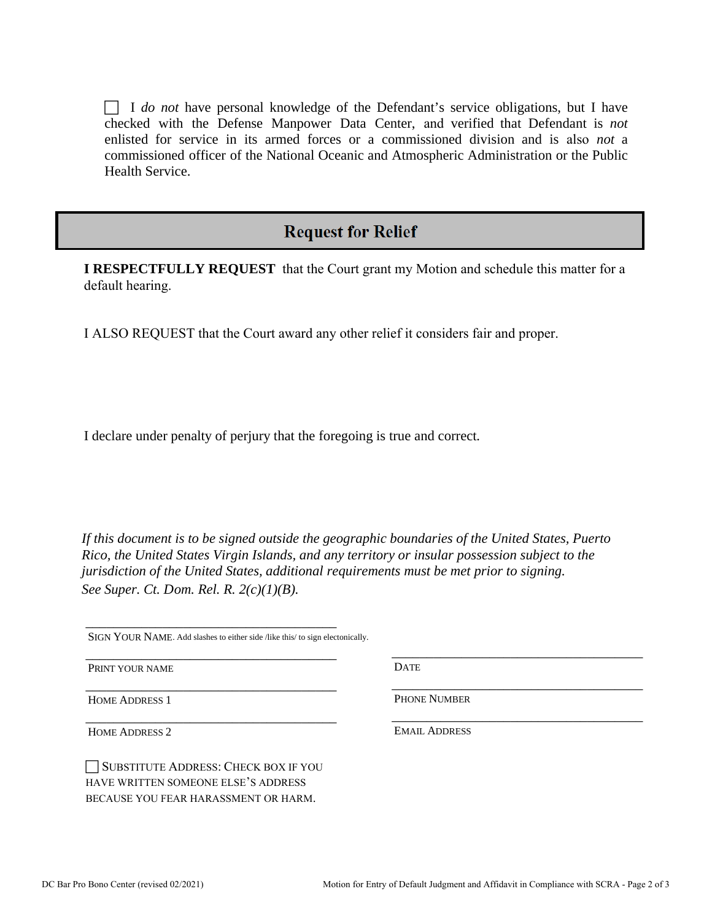☐ I *do not* have personal knowledge of the Defendant's service obligations, but I have checked with the Defense Manpower Data Center, and verified that Defendant is *not* enlisted for service in its armed forces or a commissioned division and is also *not* a commissioned officer of the National Oceanic and Atmospheric Administration or the Public Health Service.

## Request for Relief

**I RESPECTFULLY REQUEST** that the Court grant my Motion and schedule this matter for a default hearing.

I ALSO REQUEST that the Court award any other relief it considers fair and proper.

I declare under penalty of perjury that the foregoing is true and correct.

*If this document is to be signed outside the geographic boundaries of the United States, Puerto Rico, the United States Virgin Islands, and any territory or insular possession subject to the jurisdiction of the United States, additional requirements must be met prior to signing. See Super. Ct. Dom. Rel. R. 2(c)(1)(B).*

\_\_\_\_\_\_\_\_\_\_\_\_\_\_\_\_\_\_\_\_\_\_\_\_\_\_\_\_\_\_\_\_\_\_\_\_\_\_\_\_
SIGN YOUR NAME. Add slashes to either side /like this/ to sign electonically.

| | |
|---|---|
| \_\_\_\_\_\_\_\_\_\_\_\_\_\_\_\_\_\_\_\_\_\_\_\_\_\_\_\_\_\_\_\_<br>PRINT YOUR NAME | \_\_\_\_\_\_\_\_\_\_\_\_\_\_\_\_\_\_\_\_\_\_\_\_\_\_\_\_\_\_\_\_<br>DATE |
| \_\_\_\_\_\_\_\_\_\_\_\_\_\_\_\_\_\_\_\_\_\_\_\_\_\_\_\_\_\_\_\_<br>HOME ADDRESS 1 | \_\_\_\_\_\_\_\_\_\_\_\_\_\_\_\_\_\_\_\_\_\_\_\_\_\_\_\_\_\_\_\_<br>PHONE NUMBER |
| \_\_\_\_\_\_\_\_\_\_\_\_\_\_\_\_\_\_\_\_\_\_\_\_\_\_\_\_\_\_\_\_<br>HOME ADDRESS 2 | \_\_\_\_\_\_\_\_\_\_\_\_\_\_\_\_\_\_\_\_\_\_\_\_\_\_\_\_\_\_\_\_<br>EMAIL ADDRESS |

☐ SUBSTITUTE ADDRESS: CHECK BOX IF YOU HAVE WRITTEN SOMEONE ELSE'S ADDRESS BECAUSE YOU FEAR HARASSMENT OR HARM.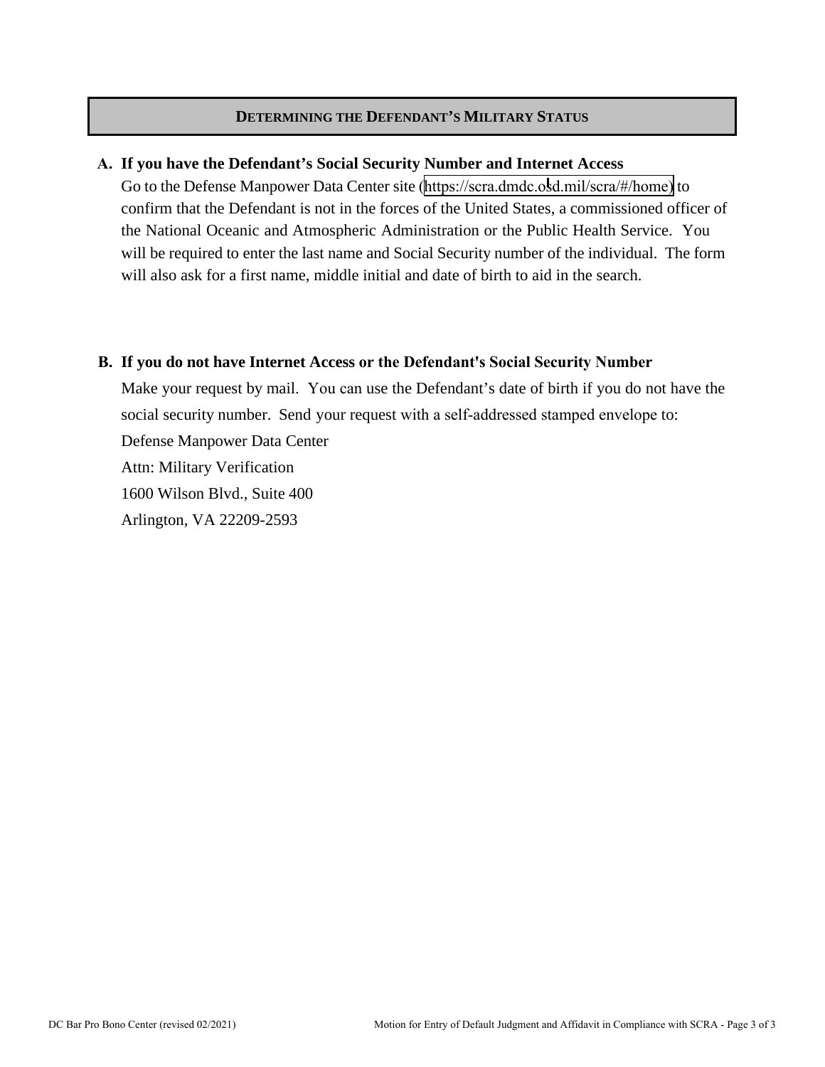## DETERMINING THE DEFENDANT'S MILITARY STATUS

**A. If you have the Defendant's Social Security Number and Internet Access**

Go to the Defense Manpower Data Center site (https://scra.dmdc.osd.mil/scra/#/home) to confirm that the Defendant is not in the forces of the United States, a commissioned officer of the National Oceanic and Atmospheric Administration or the Public Health Service. You will be required to enter the last name and Social Security number of the individual. The form will also ask for a first name, middle initial and date of birth to aid in the search.

**B. If you do not have Internet Access or the Defendant's Social Security Number**

Make your request by mail. You can use the Defendant's date of birth if you do not have the social security number. Send your request with a self-addressed stamped envelope to:

Defense Manpower Data Center
Attn: Military Verification
1600 Wilson Blvd., Suite 400
Arlington, VA 22209-2593